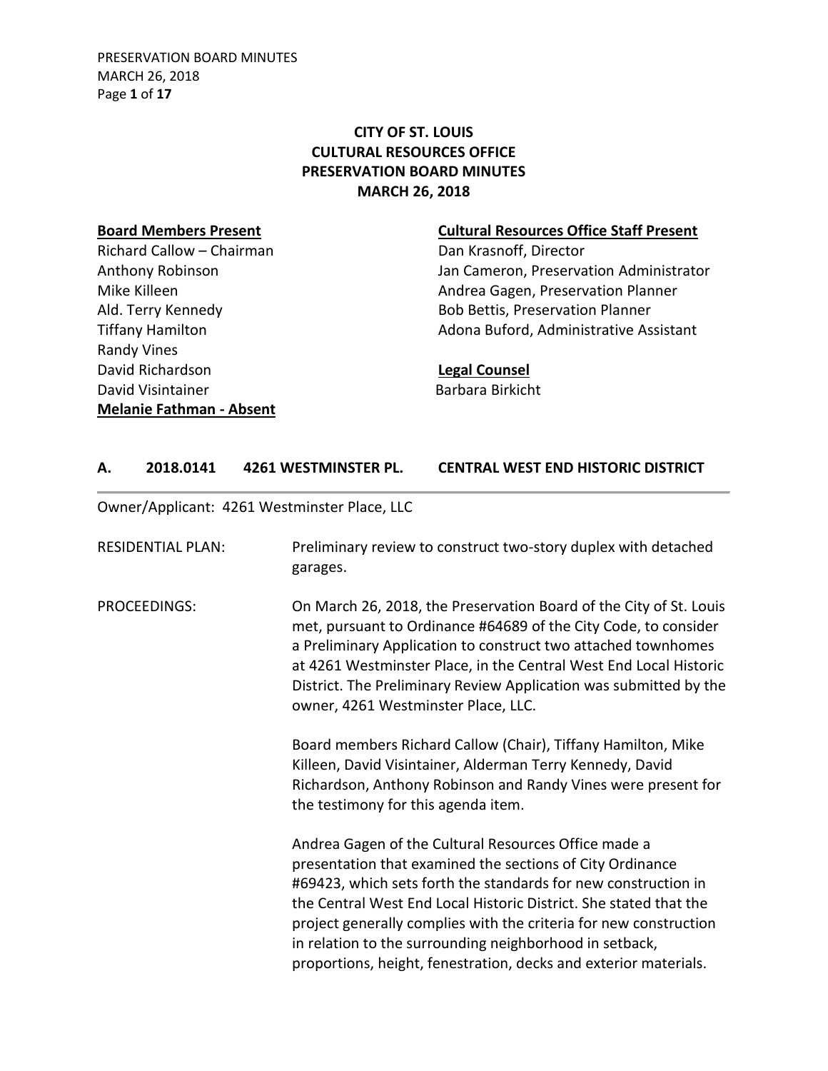# CITY OF ST. LOUIS
# CULTURAL RESOURCES OFFICE
# PRESERVATION BOARD MINUTES
# MARCH 26, 2018

**Board Members Present**
Richard Callow – Chairman
Anthony Robinson
Mike Killeen
Ald. Terry Kennedy
Tiffany Hamilton
Randy Vines
David Richardson
David Visintainer
**Melanie Fathman - Absent**

**Cultural Resources Office Staff Present**
Dan Krasnoff, Director
Jan Cameron, Preservation Administrator
Andrea Gagen, Preservation Planner
Bob Bettis, Preservation Planner
Adona Buford, Administrative Assistant

**Legal Counsel**
Barbara Birkicht

## A. 2018.0141 4261 WESTMINSTER PL. CENTRAL WEST END HISTORIC DISTRICT

Owner/Applicant: 4261 Westminster Place, LLC

RESIDENTIAL PLAN: Preliminary review to construct two-story duplex with detached garages.

PROCEEDINGS: On March 26, 2018, the Preservation Board of the City of St. Louis met, pursuant to Ordinance #64689 of the City Code, to consider a Preliminary Application to construct two attached townhomes at 4261 Westminster Place, in the Central West End Local Historic District. The Preliminary Review Application was submitted by the owner, 4261 Westminster Place, LLC.

Board members Richard Callow (Chair), Tiffany Hamilton, Mike Killeen, David Visintainer, Alderman Terry Kennedy, David Richardson, Anthony Robinson and Randy Vines were present for the testimony for this agenda item.

Andrea Gagen of the Cultural Resources Office made a presentation that examined the sections of City Ordinance #69423, which sets forth the standards for new construction in the Central West End Local Historic District. She stated that the project generally complies with the criteria for new construction in relation to the surrounding neighborhood in setback, proportions, height, fenestration, decks and exterior materials.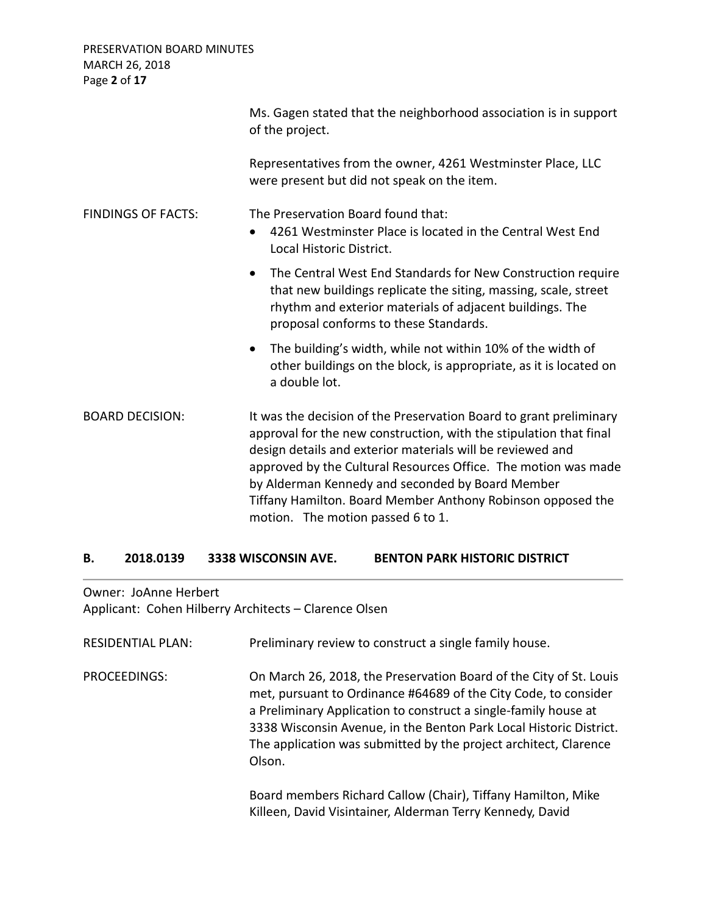Ms. Gagen stated that the neighborhood association is in support of the project.

Representatives from the owner, 4261 Westminster Place, LLC were present but did not speak on the item.

FINDINGS OF FACTS: The Preservation Board found that:

- 4261 Westminster Place is located in the Central West End Local Historic District.
- The Central West End Standards for New Construction require that new buildings replicate the siting, massing, scale, street rhythm and exterior materials of adjacent buildings. The proposal conforms to these Standards.
- The building's width, while not within 10% of the width of other buildings on the block, is appropriate, as it is located on a double lot.

BOARD DECISION: It was the decision of the Preservation Board to grant preliminary approval for the new construction, with the stipulation that final design details and exterior materials will be reviewed and approved by the Cultural Resources Office. The motion was made by Alderman Kennedy and seconded by Board Member Tiffany Hamilton. Board Member Anthony Robinson opposed the motion. The motion passed 6 to 1.

## B. 2018.0139 3338 WISCONSIN AVE. BENTON PARK HISTORIC DISTRICT

Owner: JoAnne Herbert
Applicant: Cohen Hilberry Architects – Clarence Olsen

RESIDENTIAL PLAN: Preliminary review to construct a single family house.

PROCEEDINGS: On March 26, 2018, the Preservation Board of the City of St. Louis met, pursuant to Ordinance #64689 of the City Code, to consider a Preliminary Application to construct a single-family house at 3338 Wisconsin Avenue, in the Benton Park Local Historic District. The application was submitted by the project architect, Clarence Olson.

Board members Richard Callow (Chair), Tiffany Hamilton, Mike Killeen, David Visintainer, Alderman Terry Kennedy, David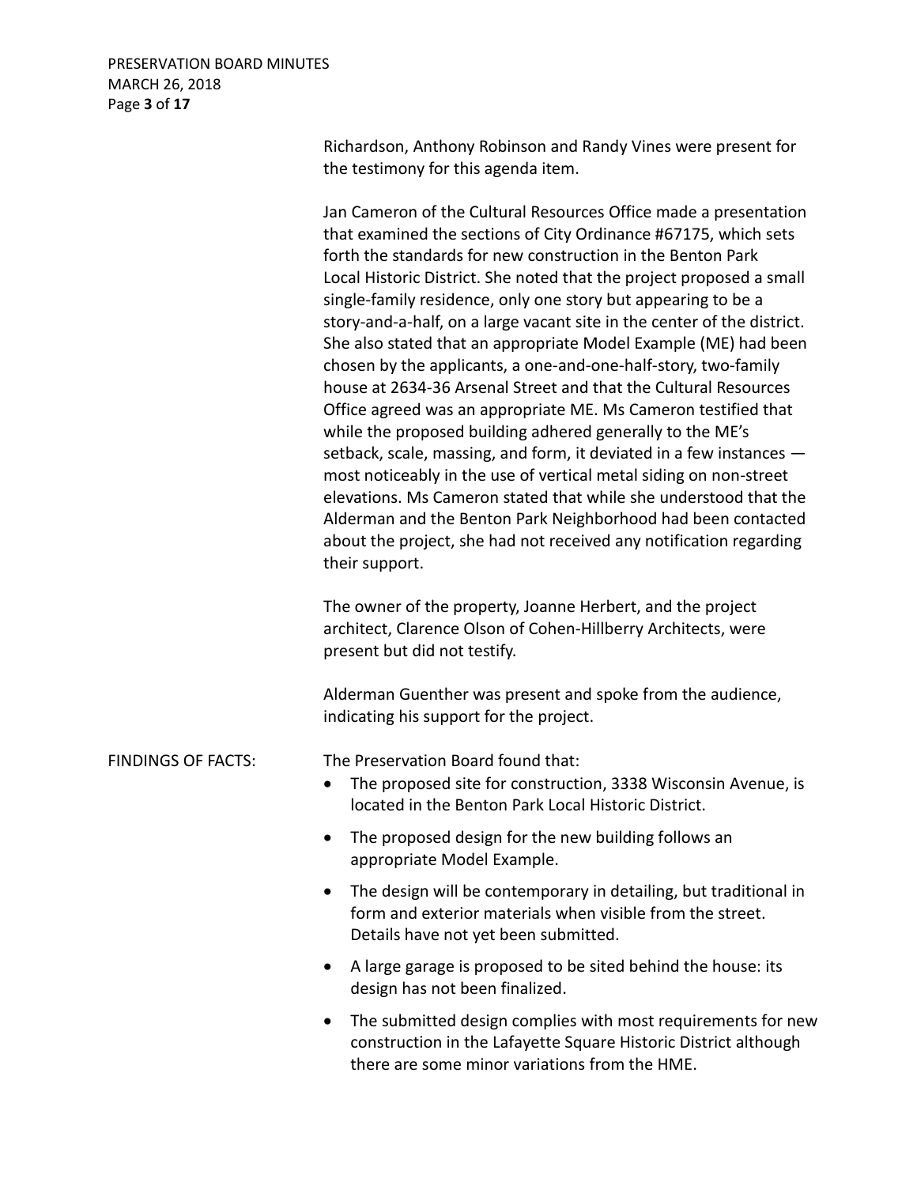Richardson, Anthony Robinson and Randy Vines were present for the testimony for this agenda item.

Jan Cameron of the Cultural Resources Office made a presentation that examined the sections of City Ordinance #67175, which sets forth the standards for new construction in the Benton Park Local Historic District. She noted that the project proposed a small single-family residence, only one story but appearing to be a story-and-a-half, on a large vacant site in the center of the district. She also stated that an appropriate Model Example (ME) had been chosen by the applicants, a one-and-one-half-story, two-family house at 2634-36 Arsenal Street and that the Cultural Resources Office agreed was an appropriate ME. Ms Cameron testified that while the proposed building adhered generally to the ME's setback, scale, massing, and form, it deviated in a few instances — most noticeably in the use of vertical metal siding on non-street elevations. Ms Cameron stated that while she understood that the Alderman and the Benton Park Neighborhood had been contacted about the project, she had not received any notification regarding their support.

The owner of the property, Joanne Herbert, and the project architect, Clarence Olson of Cohen-Hillberry Architects, were present but did not testify.

Alderman Guenther was present and spoke from the audience, indicating his support for the project.

FINDINGS OF FACTS: The Preservation Board found that:

- The proposed site for construction, 3338 Wisconsin Avenue, is located in the Benton Park Local Historic District.
- The proposed design for the new building follows an appropriate Model Example.
- The design will be contemporary in detailing, but traditional in form and exterior materials when visible from the street. Details have not yet been submitted.
- A large garage is proposed to be sited behind the house: its design has not been finalized.
- The submitted design complies with most requirements for new construction in the Lafayette Square Historic District although there are some minor variations from the HME.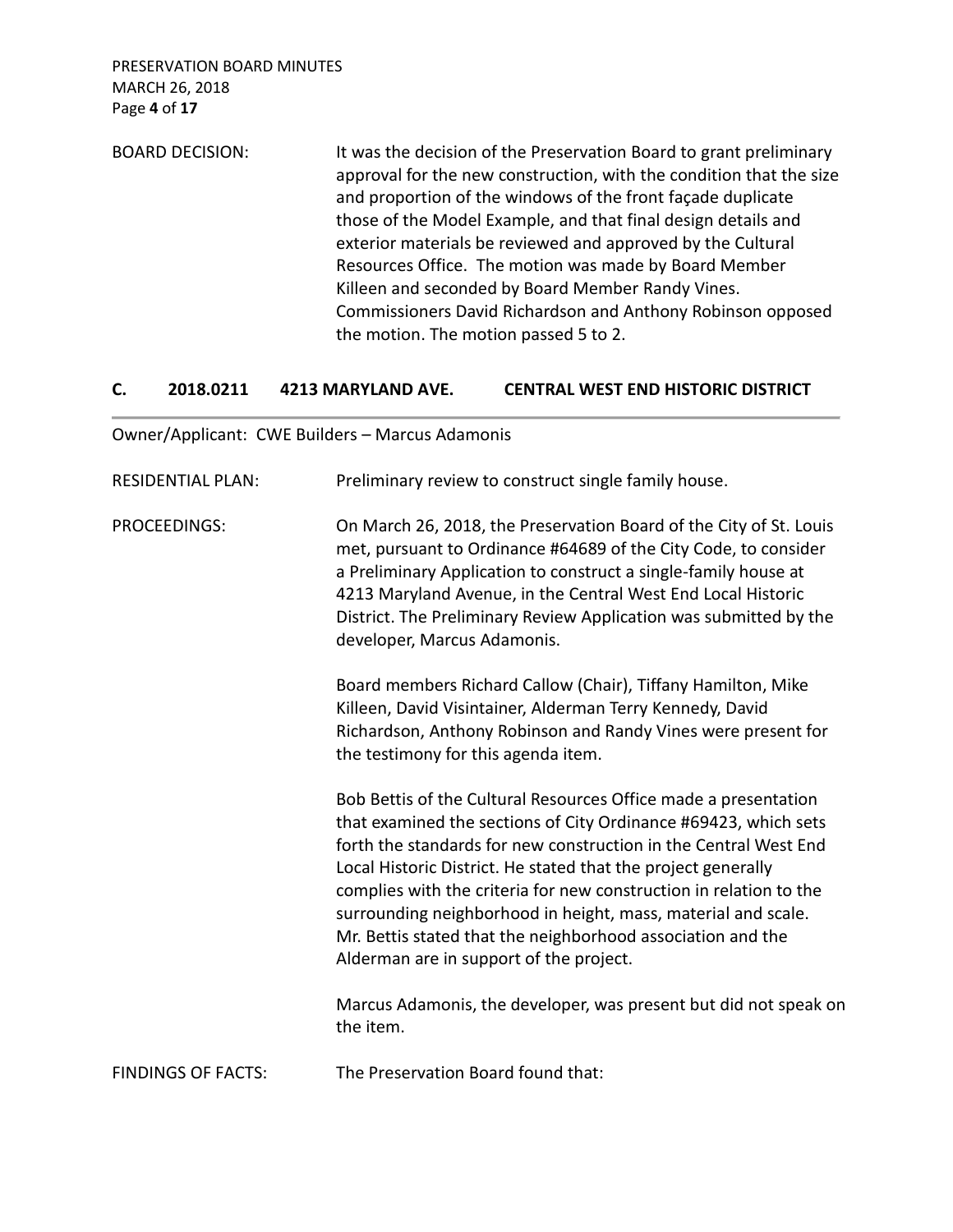BOARD DECISION: It was the decision of the Preservation Board to grant preliminary approval for the new construction, with the condition that the size and proportion of the windows of the front façade duplicate those of the Model Example, and that final design details and exterior materials be reviewed and approved by the Cultural Resources Office. The motion was made by Board Member Killeen and seconded by Board Member Randy Vines. Commissioners David Richardson and Anthony Robinson opposed the motion. The motion passed 5 to 2.

## C. 2018.0211 4213 MARYLAND AVE. CENTRAL WEST END HISTORIC DISTRICT

Owner/Applicant: CWE Builders – Marcus Adamonis

RESIDENTIAL PLAN: Preliminary review to construct single family house.

PROCEEDINGS: On March 26, 2018, the Preservation Board of the City of St. Louis met, pursuant to Ordinance #64689 of the City Code, to consider a Preliminary Application to construct a single-family house at 4213 Maryland Avenue, in the Central West End Local Historic District. The Preliminary Review Application was submitted by the developer, Marcus Adamonis.

Board members Richard Callow (Chair), Tiffany Hamilton, Mike Killeen, David Visintainer, Alderman Terry Kennedy, David Richardson, Anthony Robinson and Randy Vines were present for the testimony for this agenda item.

Bob Bettis of the Cultural Resources Office made a presentation that examined the sections of City Ordinance #69423, which sets forth the standards for new construction in the Central West End Local Historic District. He stated that the project generally complies with the criteria for new construction in relation to the surrounding neighborhood in height, mass, material and scale. Mr. Bettis stated that the neighborhood association and the Alderman are in support of the project.

Marcus Adamonis, the developer, was present but did not speak on the item.

FINDINGS OF FACTS: The Preservation Board found that: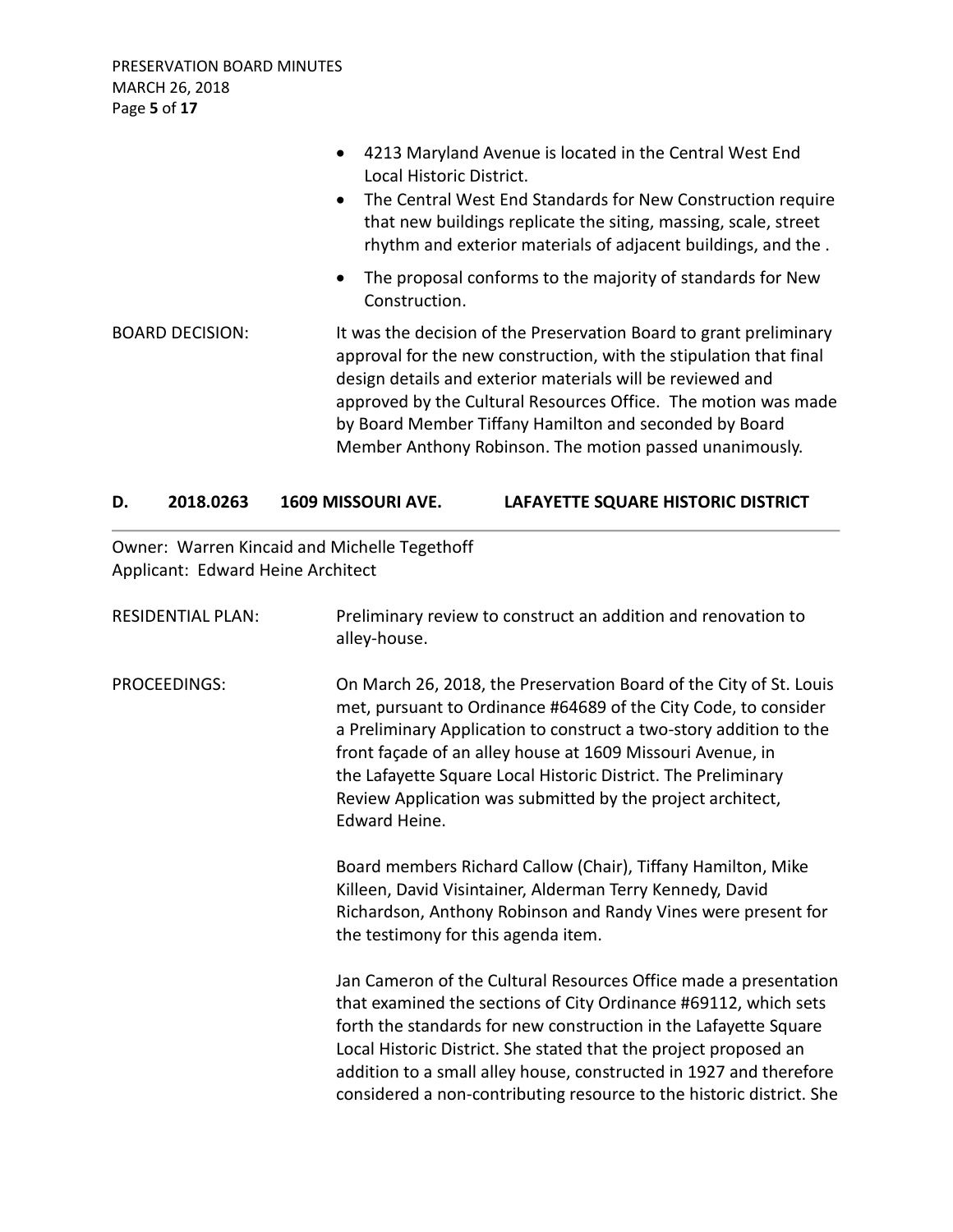- 4213 Maryland Avenue is located in the Central West End Local Historic District.
- The Central West End Standards for New Construction require that new buildings replicate the siting, massing, scale, street rhythm and exterior materials of adjacent buildings, and the .
- The proposal conforms to the majority of standards for New Construction.

BOARD DECISION: It was the decision of the Preservation Board to grant preliminary approval for the new construction, with the stipulation that final design details and exterior materials will be reviewed and approved by the Cultural Resources Office. The motion was made by Board Member Tiffany Hamilton and seconded by Board Member Anthony Robinson. The motion passed unanimously.

## D. 2018.0263 1609 MISSOURI AVE. LAFAYETTE SQUARE HISTORIC DISTRICT

Owner: Warren Kincaid and Michelle Tegethoff
Applicant: Edward Heine Architect

RESIDENTIAL PLAN: Preliminary review to construct an addition and renovation to alley-house.

PROCEEDINGS: On March 26, 2018, the Preservation Board of the City of St. Louis met, pursuant to Ordinance #64689 of the City Code, to consider a Preliminary Application to construct a two-story addition to the front façade of an alley house at 1609 Missouri Avenue, in the Lafayette Square Local Historic District. The Preliminary Review Application was submitted by the project architect, Edward Heine.

Board members Richard Callow (Chair), Tiffany Hamilton, Mike Killeen, David Visintainer, Alderman Terry Kennedy, David Richardson, Anthony Robinson and Randy Vines were present for the testimony for this agenda item.

Jan Cameron of the Cultural Resources Office made a presentation that examined the sections of City Ordinance #69112, which sets forth the standards for new construction in the Lafayette Square Local Historic District. She stated that the project proposed an addition to a small alley house, constructed in 1927 and therefore considered a non-contributing resource to the historic district. She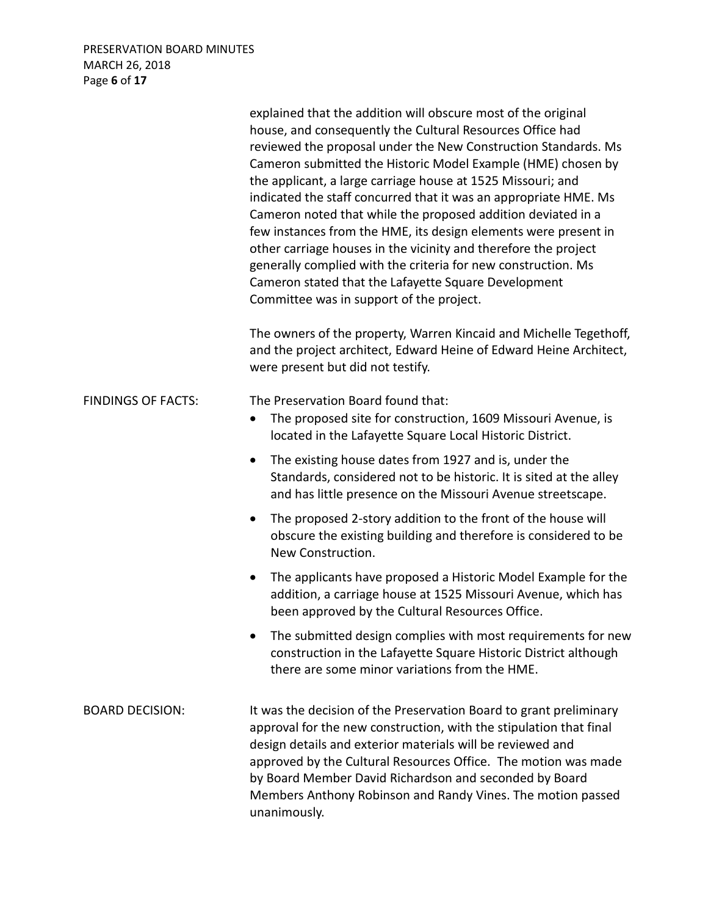explained that the addition will obscure most of the original house, and consequently the Cultural Resources Office had reviewed the proposal under the New Construction Standards. Ms Cameron submitted the Historic Model Example (HME) chosen by the applicant, a large carriage house at 1525 Missouri; and indicated the staff concurred that it was an appropriate HME. Ms Cameron noted that while the proposed addition deviated in a few instances from the HME, its design elements were present in other carriage houses in the vicinity and therefore the project generally complied with the criteria for new construction. Ms Cameron stated that the Lafayette Square Development Committee was in support of the project.

The owners of the property, Warren Kincaid and Michelle Tegethoff, and the project architect, Edward Heine of Edward Heine Architect, were present but did not testify.

FINDINGS OF FACTS: The Preservation Board found that:

- The proposed site for construction, 1609 Missouri Avenue, is located in the Lafayette Square Local Historic District.
- The existing house dates from 1927 and is, under the Standards, considered not to be historic. It is sited at the alley and has little presence on the Missouri Avenue streetscape.
- The proposed 2-story addition to the front of the house will obscure the existing building and therefore is considered to be New Construction.
- The applicants have proposed a Historic Model Example for the addition, a carriage house at 1525 Missouri Avenue, which has been approved by the Cultural Resources Office.
- The submitted design complies with most requirements for new construction in the Lafayette Square Historic District although there are some minor variations from the HME.

BOARD DECISION: It was the decision of the Preservation Board to grant preliminary approval for the new construction, with the stipulation that final design details and exterior materials will be reviewed and approved by the Cultural Resources Office. The motion was made by Board Member David Richardson and seconded by Board Members Anthony Robinson and Randy Vines. The motion passed unanimously.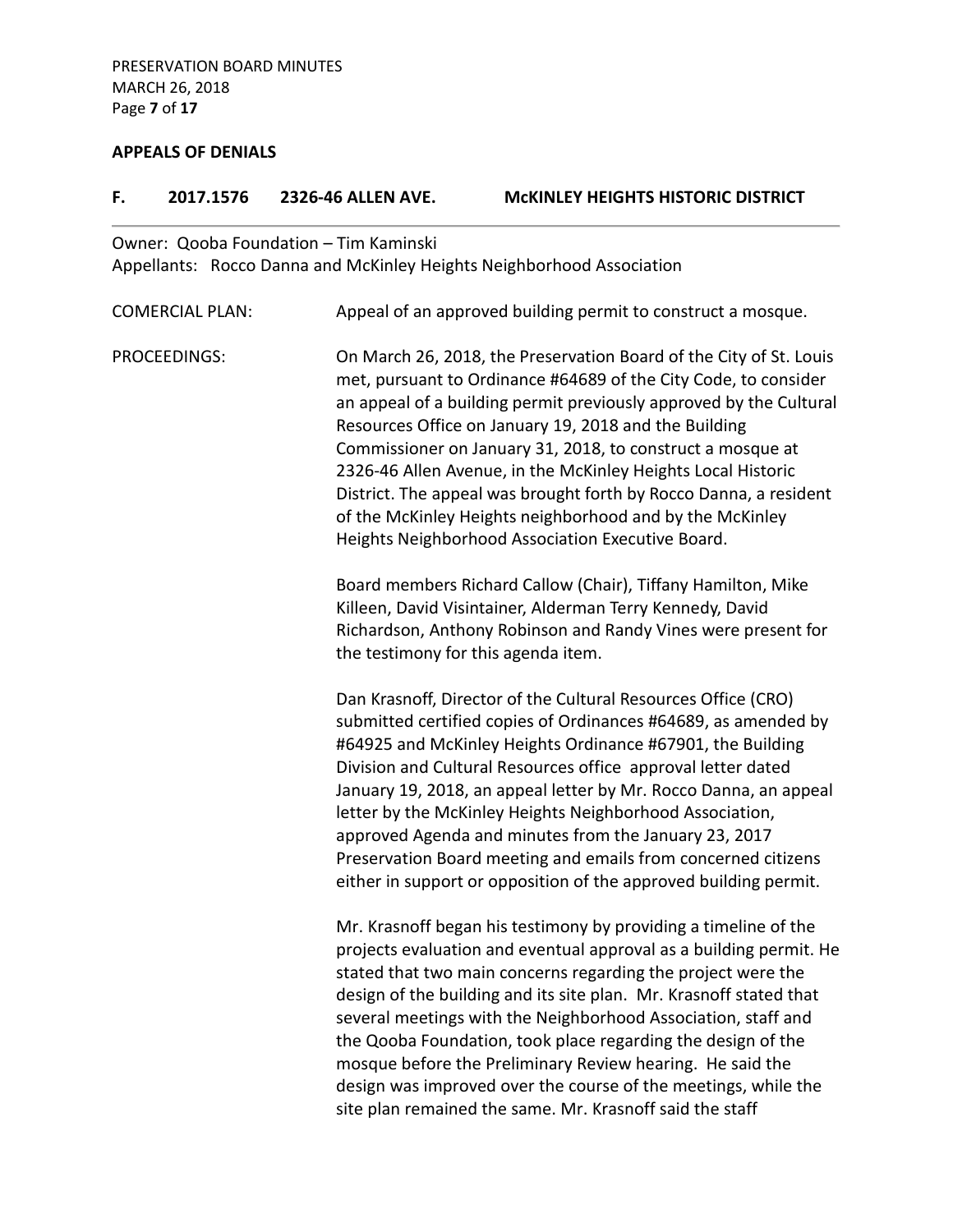## APPEALS OF DENIALS

### F. 2017.1576 2326-46 ALLEN AVE. McKINLEY HEIGHTS HISTORIC DISTRICT

Owner: Qooba Foundation – Tim Kaminski
Appellants: Rocco Danna and McKinley Heights Neighborhood Association

COMERCIAL PLAN: Appeal of an approved building permit to construct a mosque.

PROCEEDINGS: On March 26, 2018, the Preservation Board of the City of St. Louis met, pursuant to Ordinance #64689 of the City Code, to consider an appeal of a building permit previously approved by the Cultural Resources Office on January 19, 2018 and the Building Commissioner on January 31, 2018, to construct a mosque at 2326-46 Allen Avenue, in the McKinley Heights Local Historic District. The appeal was brought forth by Rocco Danna, a resident of the McKinley Heights neighborhood and by the McKinley Heights Neighborhood Association Executive Board.

Board members Richard Callow (Chair), Tiffany Hamilton, Mike Killeen, David Visintainer, Alderman Terry Kennedy, David Richardson, Anthony Robinson and Randy Vines were present for the testimony for this agenda item.

Dan Krasnoff, Director of the Cultural Resources Office (CRO) submitted certified copies of Ordinances #64689, as amended by #64925 and McKinley Heights Ordinance #67901, the Building Division and Cultural Resources office approval letter dated January 19, 2018, an appeal letter by Mr. Rocco Danna, an appeal letter by the McKinley Heights Neighborhood Association, approved Agenda and minutes from the January 23, 2017 Preservation Board meeting and emails from concerned citizens either in support or opposition of the approved building permit.

Mr. Krasnoff began his testimony by providing a timeline of the projects evaluation and eventual approval as a building permit. He stated that two main concerns regarding the project were the design of the building and its site plan. Mr. Krasnoff stated that several meetings with the Neighborhood Association, staff and the Qooba Foundation, took place regarding the design of the mosque before the Preliminary Review hearing. He said the design was improved over the course of the meetings, while the site plan remained the same. Mr. Krasnoff said the staff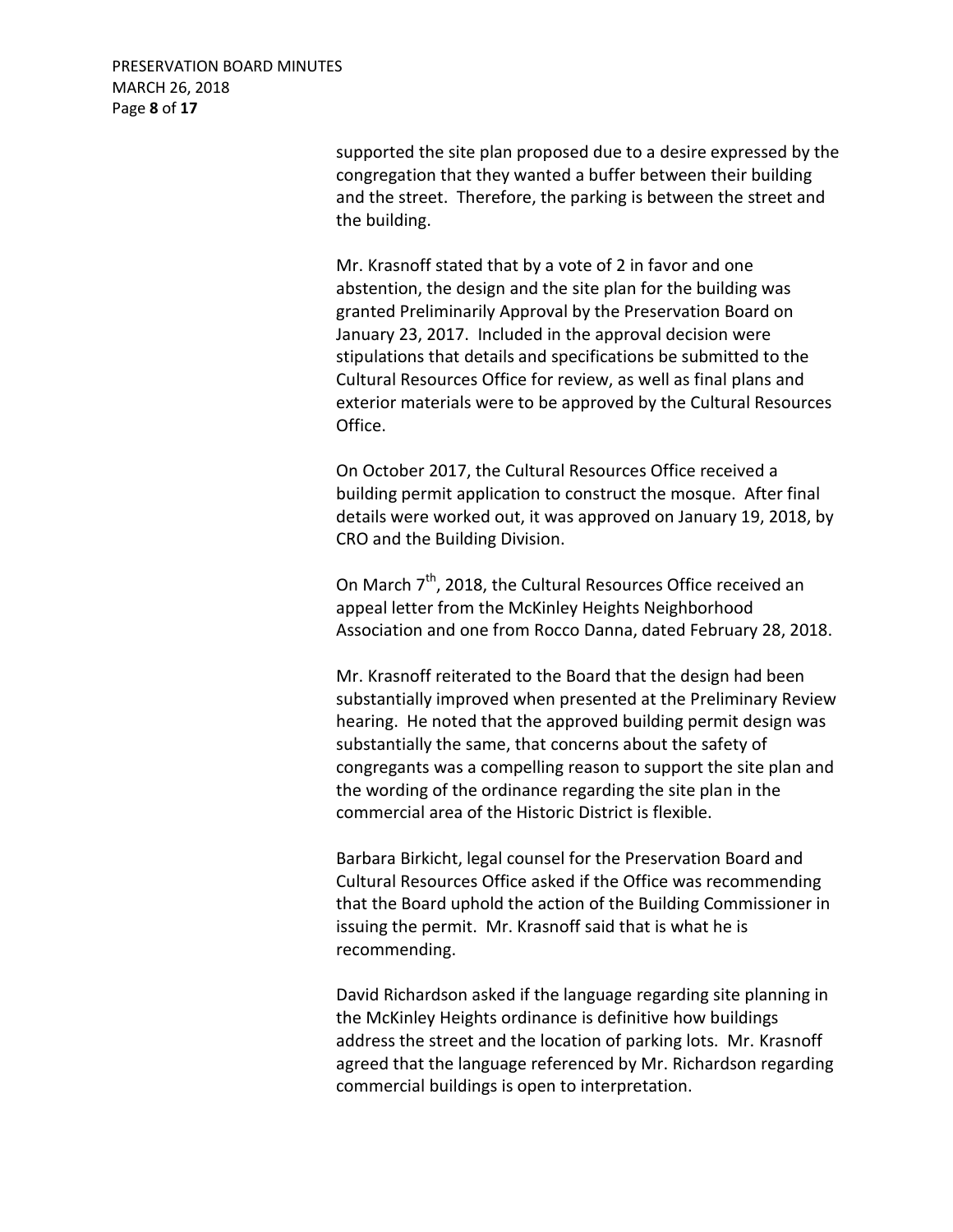supported the site plan proposed due to a desire expressed by the congregation that they wanted a buffer between their building and the street. Therefore, the parking is between the street and the building.

Mr. Krasnoff stated that by a vote of 2 in favor and one abstention, the design and the site plan for the building was granted Preliminarily Approval by the Preservation Board on January 23, 2017. Included in the approval decision were stipulations that details and specifications be submitted to the Cultural Resources Office for review, as well as final plans and exterior materials were to be approved by the Cultural Resources Office.

On October 2017, the Cultural Resources Office received a building permit application to construct the mosque. After final details were worked out, it was approved on January 19, 2018, by CRO and the Building Division.

On March 7th, 2018, the Cultural Resources Office received an appeal letter from the McKinley Heights Neighborhood Association and one from Rocco Danna, dated February 28, 2018.

Mr. Krasnoff reiterated to the Board that the design had been substantially improved when presented at the Preliminary Review hearing. He noted that the approved building permit design was substantially the same, that concerns about the safety of congregants was a compelling reason to support the site plan and the wording of the ordinance regarding the site plan in the commercial area of the Historic District is flexible.

Barbara Birkicht, legal counsel for the Preservation Board and Cultural Resources Office asked if the Office was recommending that the Board uphold the action of the Building Commissioner in issuing the permit. Mr. Krasnoff said that is what he is recommending.

David Richardson asked if the language regarding site planning in the McKinley Heights ordinance is definitive how buildings address the street and the location of parking lots. Mr. Krasnoff agreed that the language referenced by Mr. Richardson regarding commercial buildings is open to interpretation.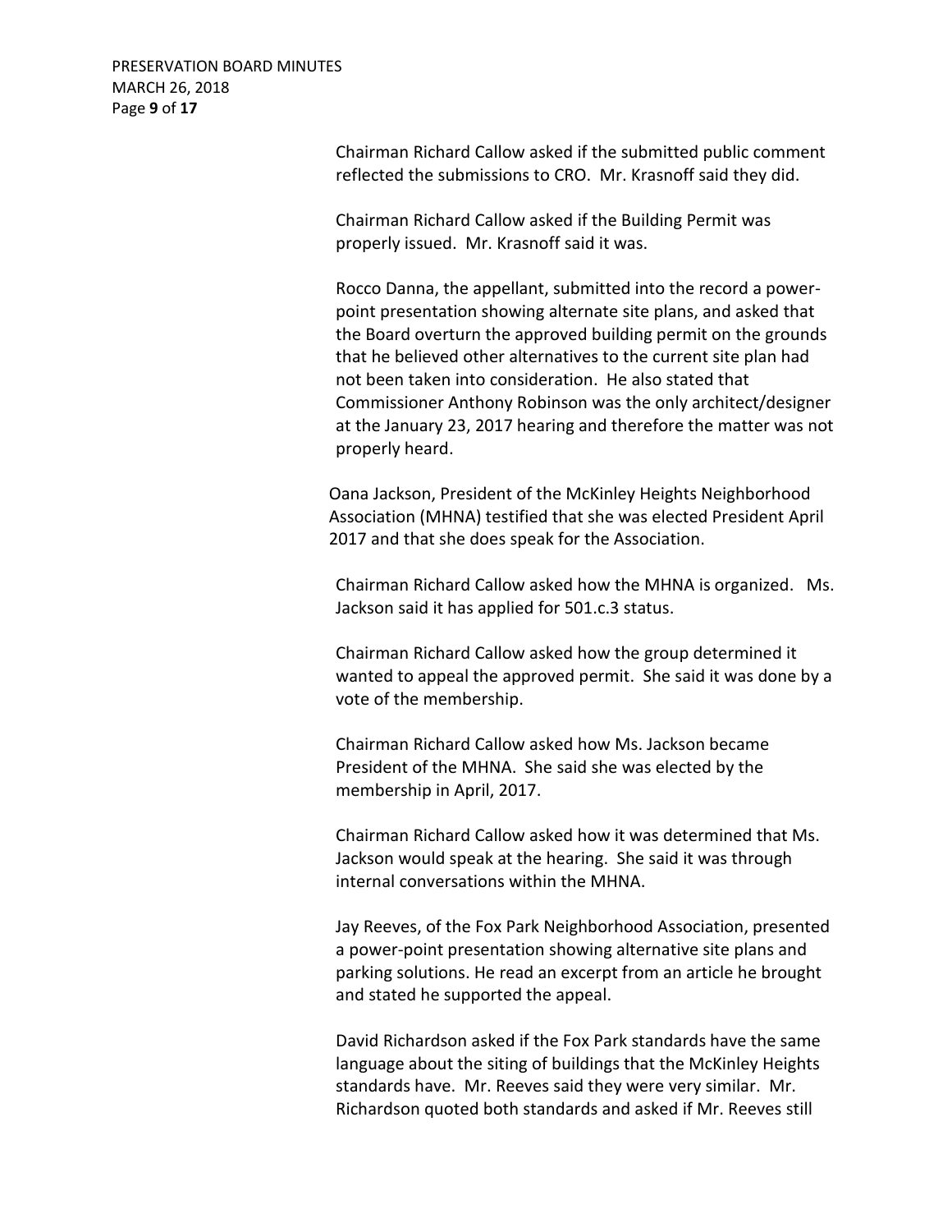Chairman Richard Callow asked if the submitted public comment reflected the submissions to CRO. Mr. Krasnoff said they did.

Chairman Richard Callow asked if the Building Permit was properly issued. Mr. Krasnoff said it was.

Rocco Danna, the appellant, submitted into the record a power-point presentation showing alternate site plans, and asked that the Board overturn the approved building permit on the grounds that he believed other alternatives to the current site plan had not been taken into consideration. He also stated that Commissioner Anthony Robinson was the only architect/designer at the January 23, 2017 hearing and therefore the matter was not properly heard.

Oana Jackson, President of the McKinley Heights Neighborhood Association (MHNA) testified that she was elected President April 2017 and that she does speak for the Association.

Chairman Richard Callow asked how the MHNA is organized. Ms. Jackson said it has applied for 501.c.3 status.

Chairman Richard Callow asked how the group determined it wanted to appeal the approved permit. She said it was done by a vote of the membership.

Chairman Richard Callow asked how Ms. Jackson became President of the MHNA. She said she was elected by the membership in April, 2017.

Chairman Richard Callow asked how it was determined that Ms. Jackson would speak at the hearing. She said it was through internal conversations within the MHNA.

Jay Reeves, of the Fox Park Neighborhood Association, presented a power-point presentation showing alternative site plans and parking solutions. He read an excerpt from an article he brought and stated he supported the appeal.

David Richardson asked if the Fox Park standards have the same language about the siting of buildings that the McKinley Heights standards have. Mr. Reeves said they were very similar. Mr. Richardson quoted both standards and asked if Mr. Reeves still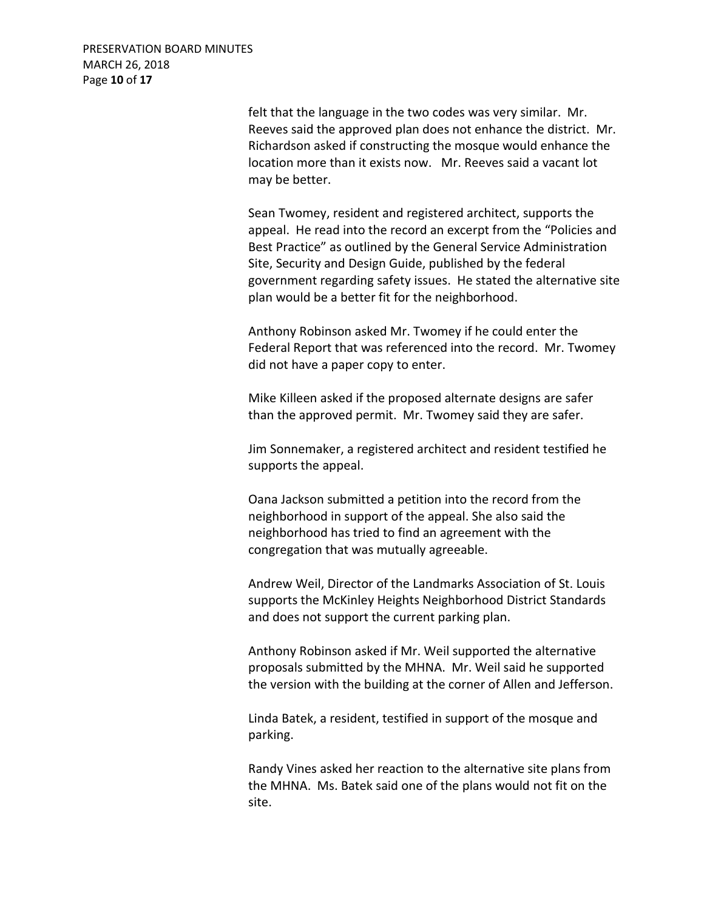felt that the language in the two codes was very similar. Mr. Reeves said the approved plan does not enhance the district. Mr. Richardson asked if constructing the mosque would enhance the location more than it exists now. Mr. Reeves said a vacant lot may be better.

Sean Twomey, resident and registered architect, supports the appeal. He read into the record an excerpt from the "Policies and Best Practice" as outlined by the General Service Administration Site, Security and Design Guide, published by the federal government regarding safety issues. He stated the alternative site plan would be a better fit for the neighborhood.

Anthony Robinson asked Mr. Twomey if he could enter the Federal Report that was referenced into the record. Mr. Twomey did not have a paper copy to enter.

Mike Killeen asked if the proposed alternate designs are safer than the approved permit. Mr. Twomey said they are safer.

Jim Sonnemaker, a registered architect and resident testified he supports the appeal.

Oana Jackson submitted a petition into the record from the neighborhood in support of the appeal. She also said the neighborhood has tried to find an agreement with the congregation that was mutually agreeable.

Andrew Weil, Director of the Landmarks Association of St. Louis supports the McKinley Heights Neighborhood District Standards and does not support the current parking plan.

Anthony Robinson asked if Mr. Weil supported the alternative proposals submitted by the MHNA. Mr. Weil said he supported the version with the building at the corner of Allen and Jefferson.

Linda Batek, a resident, testified in support of the mosque and parking.

Randy Vines asked her reaction to the alternative site plans from the MHNA. Ms. Batek said one of the plans would not fit on the site.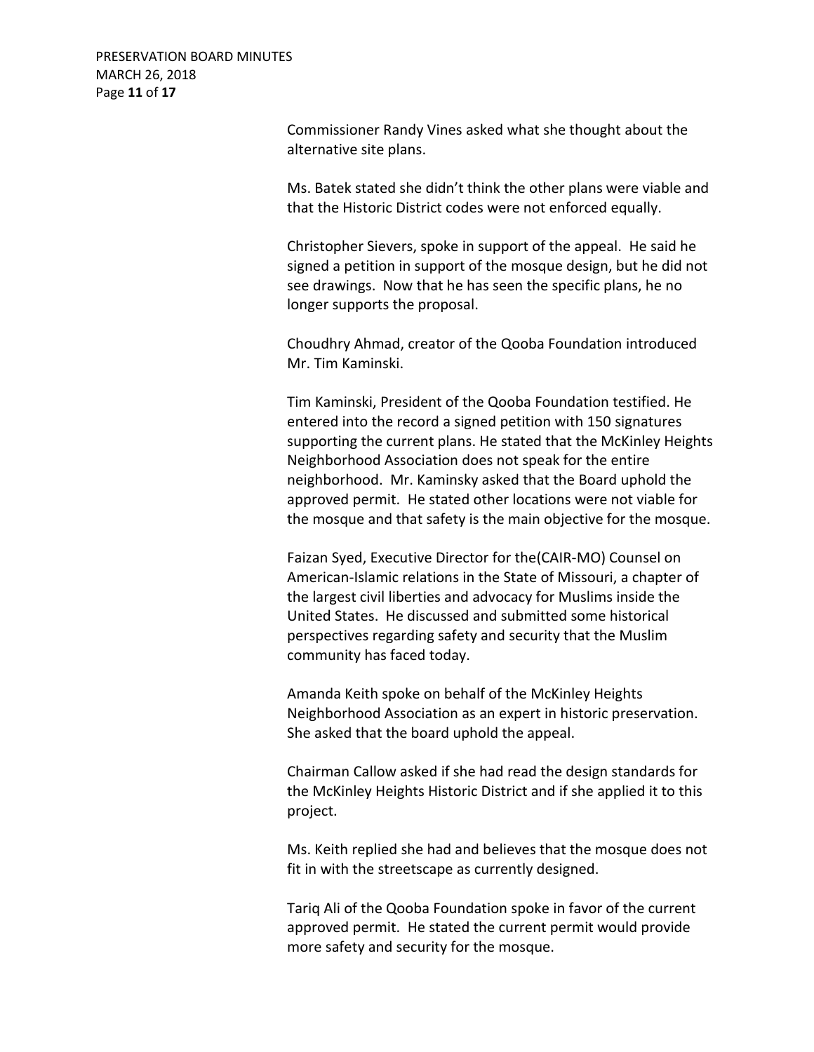Commissioner Randy Vines asked what she thought about the alternative site plans.

Ms. Batek stated she didn't think the other plans were viable and that the Historic District codes were not enforced equally.

Christopher Sievers, spoke in support of the appeal. He said he signed a petition in support of the mosque design, but he did not see drawings. Now that he has seen the specific plans, he no longer supports the proposal.

Choudhry Ahmad, creator of the Qooba Foundation introduced Mr. Tim Kaminski.

Tim Kaminski, President of the Qooba Foundation testified. He entered into the record a signed petition with 150 signatures supporting the current plans. He stated that the McKinley Heights Neighborhood Association does not speak for the entire neighborhood. Mr. Kaminsky asked that the Board uphold the approved permit. He stated other locations were not viable for the mosque and that safety is the main objective for the mosque.

Faizan Syed, Executive Director for the(CAIR-MO) Counsel on American-Islamic relations in the State of Missouri, a chapter of the largest civil liberties and advocacy for Muslims inside the United States. He discussed and submitted some historical perspectives regarding safety and security that the Muslim community has faced today.

Amanda Keith spoke on behalf of the McKinley Heights Neighborhood Association as an expert in historic preservation. She asked that the board uphold the appeal.

Chairman Callow asked if she had read the design standards for the McKinley Heights Historic District and if she applied it to this project.

Ms. Keith replied she had and believes that the mosque does not fit in with the streetscape as currently designed.

Tariq Ali of the Qooba Foundation spoke in favor of the current approved permit. He stated the current permit would provide more safety and security for the mosque.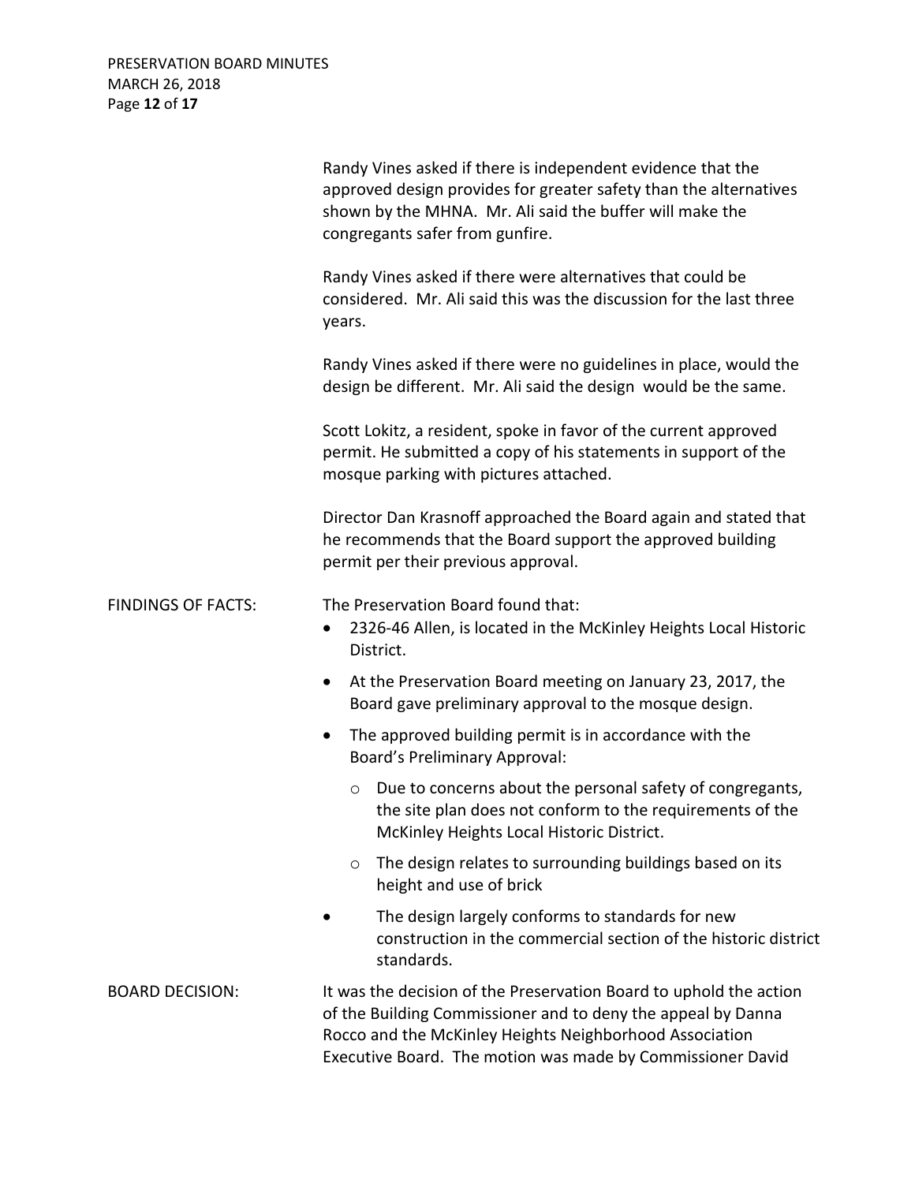Randy Vines asked if there is independent evidence that the approved design provides for greater safety than the alternatives shown by the MHNA. Mr. Ali said the buffer will make the congregants safer from gunfire.

Randy Vines asked if there were alternatives that could be considered. Mr. Ali said this was the discussion for the last three years.

Randy Vines asked if there were no guidelines in place, would the design be different. Mr. Ali said the design would be the same.

Scott Lokitz, a resident, spoke in favor of the current approved permit. He submitted a copy of his statements in support of the mosque parking with pictures attached.

Director Dan Krasnoff approached the Board again and stated that he recommends that the Board support the approved building permit per their previous approval.

FINDINGS OF FACTS: The Preservation Board found that:

- 2326-46 Allen, is located in the McKinley Heights Local Historic District.
- At the Preservation Board meeting on January 23, 2017, the Board gave preliminary approval to the mosque design.
- The approved building permit is in accordance with the Board's Preliminary Approval:
  - Due to concerns about the personal safety of congregants, the site plan does not conform to the requirements of the McKinley Heights Local Historic District.
  - The design relates to surrounding buildings based on its height and use of brick
- The design largely conforms to standards for new construction in the commercial section of the historic district standards.

BOARD DECISION: It was the decision of the Preservation Board to uphold the action of the Building Commissioner and to deny the appeal by Danna Rocco and the McKinley Heights Neighborhood Association Executive Board. The motion was made by Commissioner David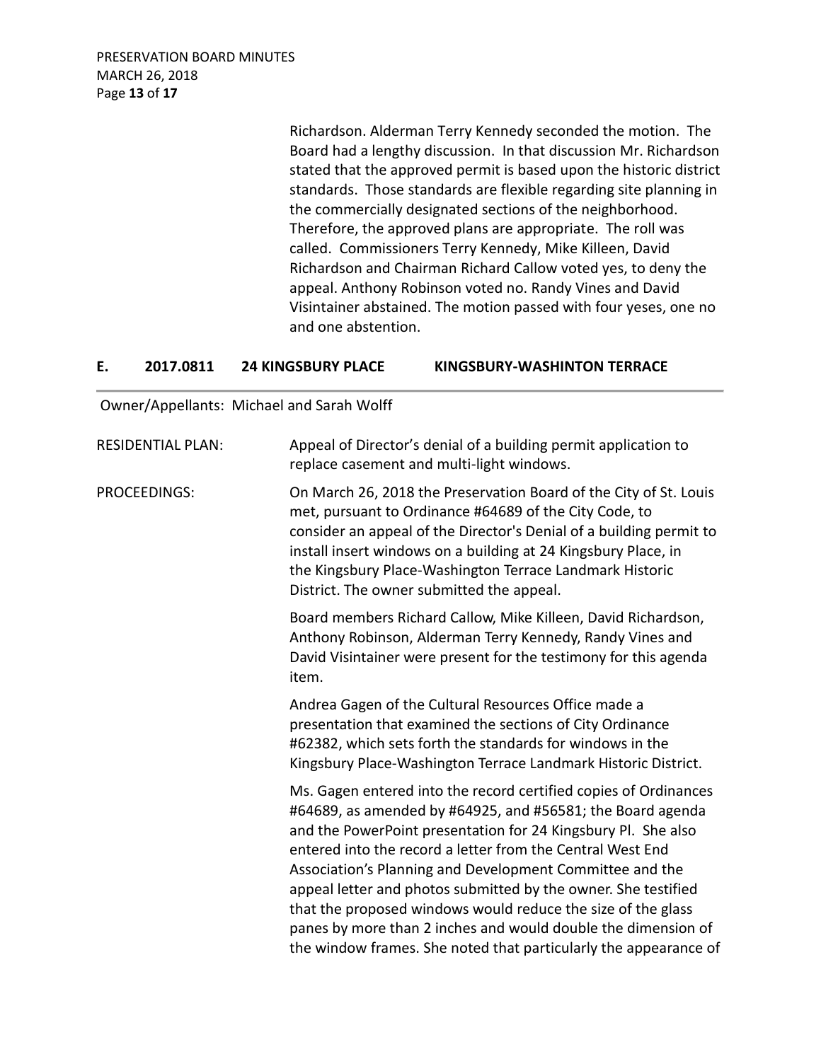Richardson. Alderman Terry Kennedy seconded the motion. The Board had a lengthy discussion. In that discussion Mr. Richardson stated that the approved permit is based upon the historic district standards. Those standards are flexible regarding site planning in the commercially designated sections of the neighborhood. Therefore, the approved plans are appropriate. The roll was called. Commissioners Terry Kennedy, Mike Killeen, David Richardson and Chairman Richard Callow voted yes, to deny the appeal. Anthony Robinson voted no. Randy Vines and David Visintainer abstained. The motion passed with four yeses, one no and one abstention.

## E. 2017.0811 24 KINGSBURY PLACE KINGSBURY-WASHINTON TERRACE

Owner/Appellants: Michael and Sarah Wolff

RESIDENTIAL PLAN: Appeal of Director's denial of a building permit application to replace casement and multi-light windows.

PROCEEDINGS: On March 26, 2018 the Preservation Board of the City of St. Louis met, pursuant to Ordinance #64689 of the City Code, to consider an appeal of the Director's Denial of a building permit to install insert windows on a building at 24 Kingsbury Place, in the Kingsbury Place-Washington Terrace Landmark Historic District. The owner submitted the appeal.

Board members Richard Callow, Mike Killeen, David Richardson, Anthony Robinson, Alderman Terry Kennedy, Randy Vines and David Visintainer were present for the testimony for this agenda item.

Andrea Gagen of the Cultural Resources Office made a presentation that examined the sections of City Ordinance #62382, which sets forth the standards for windows in the Kingsbury Place-Washington Terrace Landmark Historic District.

Ms. Gagen entered into the record certified copies of Ordinances #64689, as amended by #64925, and #56581; the Board agenda and the PowerPoint presentation for 24 Kingsbury Pl. She also entered into the record a letter from the Central West End Association's Planning and Development Committee and the appeal letter and photos submitted by the owner. She testified that the proposed windows would reduce the size of the glass panes by more than 2 inches and would double the dimension of the window frames. She noted that particularly the appearance of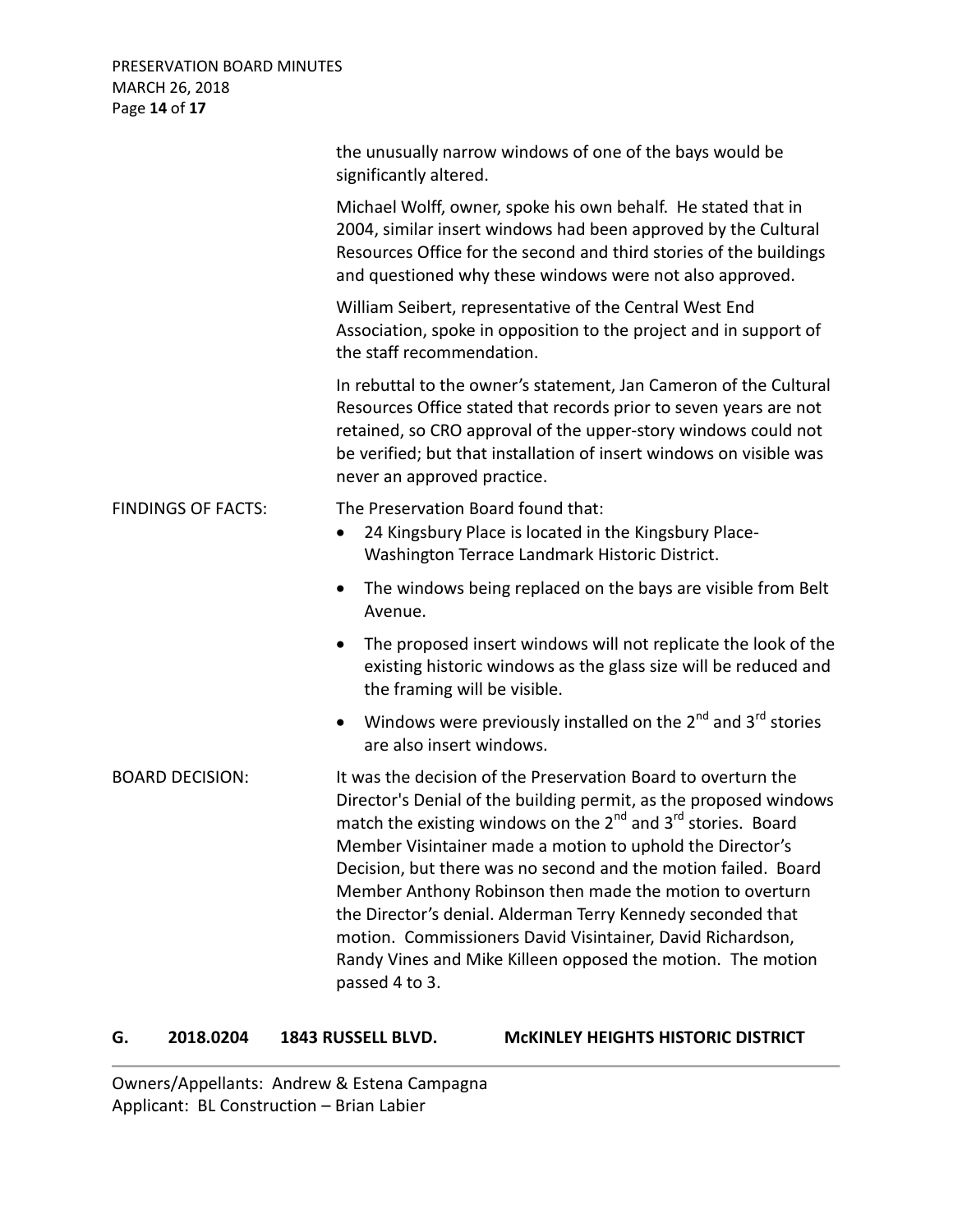the unusually narrow windows of one of the bays would be significantly altered.

Michael Wolff, owner, spoke his own behalf. He stated that in 2004, similar insert windows had been approved by the Cultural Resources Office for the second and third stories of the buildings and questioned why these windows were not also approved.

William Seibert, representative of the Central West End Association, spoke in opposition to the project and in support of the staff recommendation.

In rebuttal to the owner's statement, Jan Cameron of the Cultural Resources Office stated that records prior to seven years are not retained, so CRO approval of the upper-story windows could not be verified; but that installation of insert windows on visible was never an approved practice.

FINDINGS OF FACTS: The Preservation Board found that:

- 24 Kingsbury Place is located in the Kingsbury Place-Washington Terrace Landmark Historic District.
- The windows being replaced on the bays are visible from Belt Avenue.
- The proposed insert windows will not replicate the look of the existing historic windows as the glass size will be reduced and the framing will be visible.
- Windows were previously installed on the 2nd and 3rd stories are also insert windows.

BOARD DECISION: It was the decision of the Preservation Board to overturn the Director's Denial of the building permit, as the proposed windows match the existing windows on the 2nd and 3rd stories. Board Member Visintainer made a motion to uphold the Director's Decision, but there was no second and the motion failed. Board Member Anthony Robinson then made the motion to overturn the Director's denial. Alderman Terry Kennedy seconded that motion. Commissioners David Visintainer, David Richardson, Randy Vines and Mike Killeen opposed the motion. The motion passed 4 to 3.

## G. 2018.0204 1843 RUSSELL BLVD. McKINLEY HEIGHTS HISTORIC DISTRICT

Owners/Appellants: Andrew & Estena Campagna
Applicant: BL Construction – Brian Labier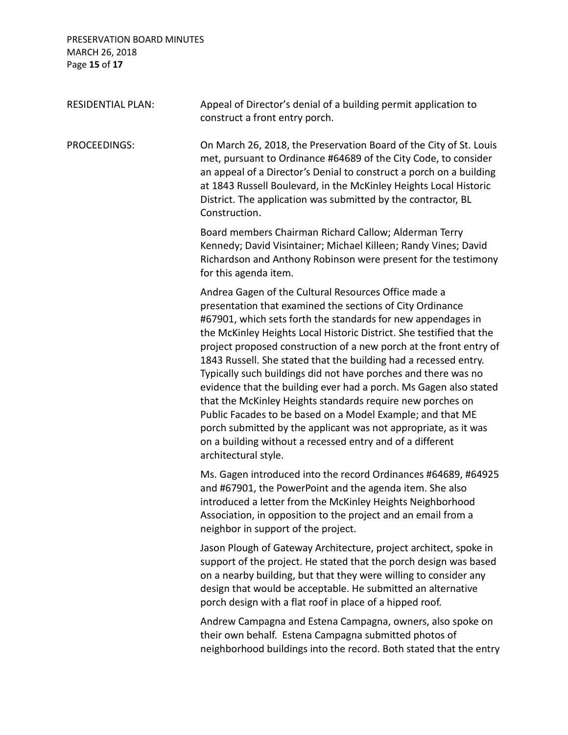RESIDENTIAL PLAN: Appeal of Director's denial of a building permit application to construct a front entry porch.

PROCEEDINGS: On March 26, 2018, the Preservation Board of the City of St. Louis met, pursuant to Ordinance #64689 of the City Code, to consider an appeal of a Director's Denial to construct a porch on a building at 1843 Russell Boulevard, in the McKinley Heights Local Historic District. The application was submitted by the contractor, BL Construction.

Board members Chairman Richard Callow; Alderman Terry Kennedy; David Visintainer; Michael Killeen; Randy Vines; David Richardson and Anthony Robinson were present for the testimony for this agenda item.

Andrea Gagen of the Cultural Resources Office made a presentation that examined the sections of City Ordinance #67901, which sets forth the standards for new appendages in the McKinley Heights Local Historic District. She testified that the project proposed construction of a new porch at the front entry of 1843 Russell. She stated that the building had a recessed entry. Typically such buildings did not have porches and there was no evidence that the building ever had a porch. Ms Gagen also stated that the McKinley Heights standards require new porches on Public Facades to be based on a Model Example; and that ME porch submitted by the applicant was not appropriate, as it was on a building without a recessed entry and of a different architectural style.

Ms. Gagen introduced into the record Ordinances #64689, #64925 and #67901, the PowerPoint and the agenda item. She also introduced a letter from the McKinley Heights Neighborhood Association, in opposition to the project and an email from a neighbor in support of the project.

Jason Plough of Gateway Architecture, project architect, spoke in support of the project. He stated that the porch design was based on a nearby building, but that they were willing to consider any design that would be acceptable. He submitted an alternative porch design with a flat roof in place of a hipped roof.

Andrew Campagna and Estena Campagna, owners, also spoke on their own behalf. Estena Campagna submitted photos of neighborhood buildings into the record. Both stated that the entry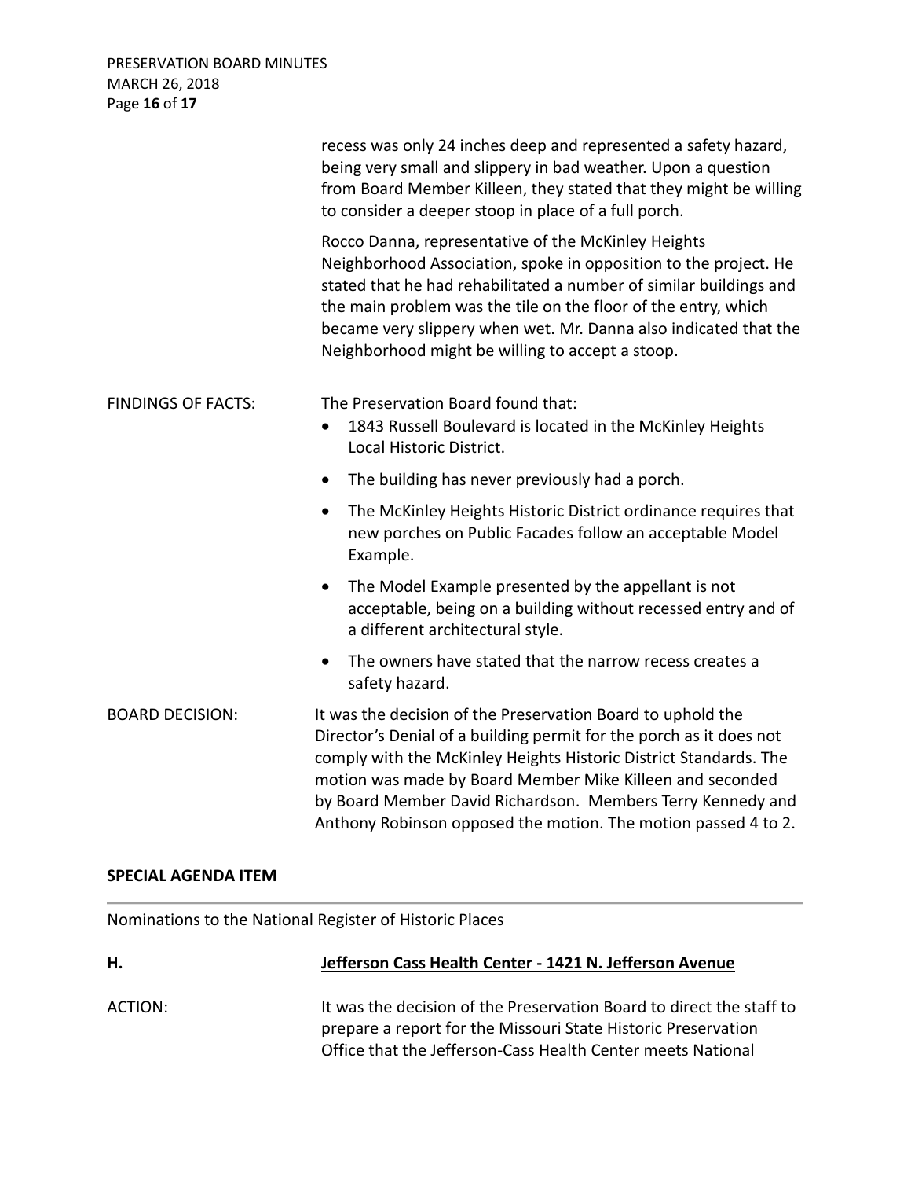recess was only 24 inches deep and represented a safety hazard, being very small and slippery in bad weather. Upon a question from Board Member Killeen, they stated that they might be willing to consider a deeper stoop in place of a full porch.

Rocco Danna, representative of the McKinley Heights Neighborhood Association, spoke in opposition to the project. He stated that he had rehabilitated a number of similar buildings and the main problem was the tile on the floor of the entry, which became very slippery when wet. Mr. Danna also indicated that the Neighborhood might be willing to accept a stoop.

FINDINGS OF FACTS: The Preservation Board found that:

- 1843 Russell Boulevard is located in the McKinley Heights Local Historic District.
- The building has never previously had a porch.
- The McKinley Heights Historic District ordinance requires that new porches on Public Facades follow an acceptable Model Example.
- The Model Example presented by the appellant is not acceptable, being on a building without recessed entry and of a different architectural style.
- The owners have stated that the narrow recess creates a safety hazard.

BOARD DECISION: It was the decision of the Preservation Board to uphold the Director's Denial of a building permit for the porch as it does not comply with the McKinley Heights Historic District Standards. The motion was made by Board Member Mike Killeen and seconded by Board Member David Richardson. Members Terry Kennedy and Anthony Robinson opposed the motion. The motion passed 4 to 2.

**SPECIAL AGENDA ITEM**

Nominations to the National Register of Historic Places

**H.** **Jefferson Cass Health Center - 1421 N. Jefferson Avenue**

ACTION: It was the decision of the Preservation Board to direct the staff to prepare a report for the Missouri State Historic Preservation Office that the Jefferson-Cass Health Center meets National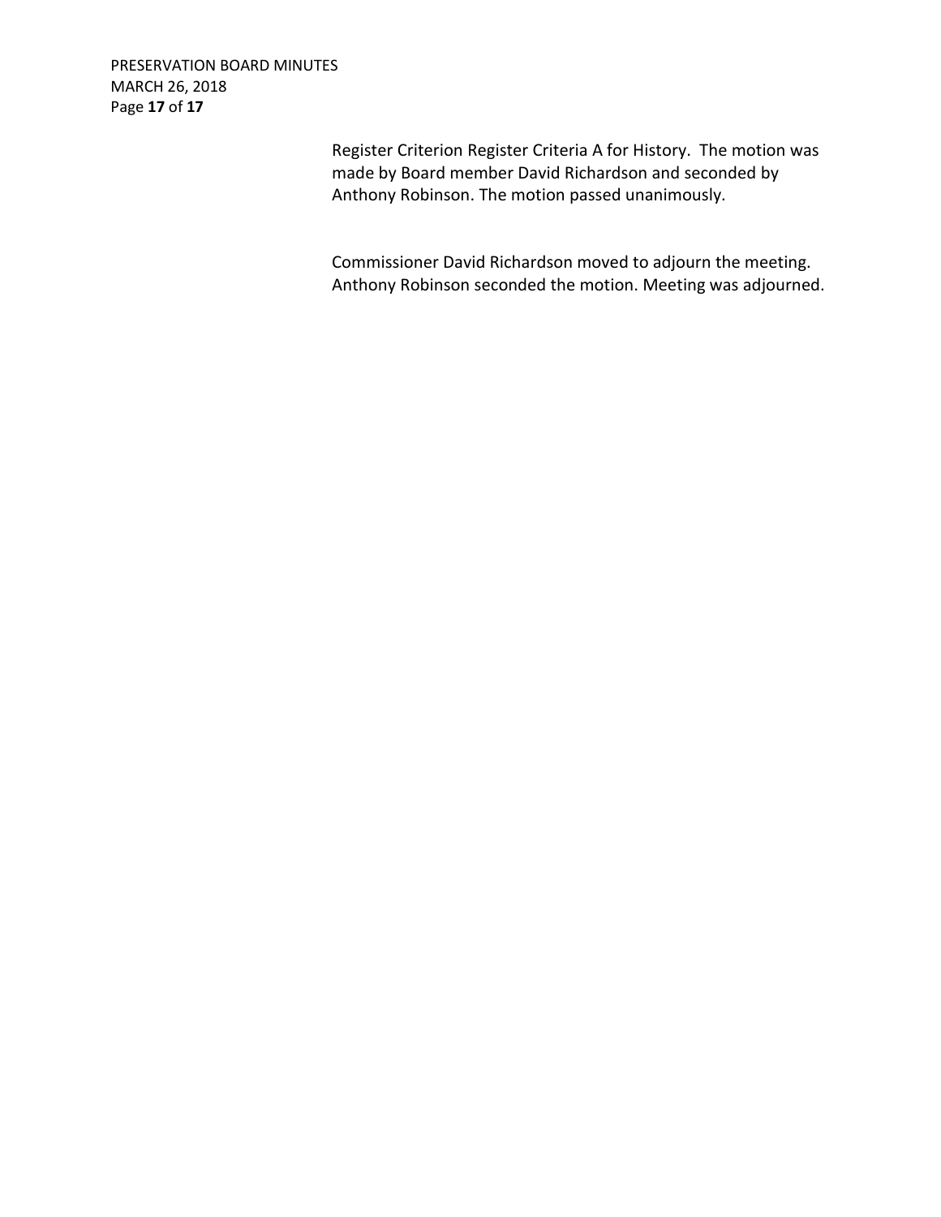Register Criterion Register Criteria A for History. The motion was made by Board member David Richardson and seconded by Anthony Robinson. The motion passed unanimously.

Commissioner David Richardson moved to adjourn the meeting. Anthony Robinson seconded the motion. Meeting was adjourned.